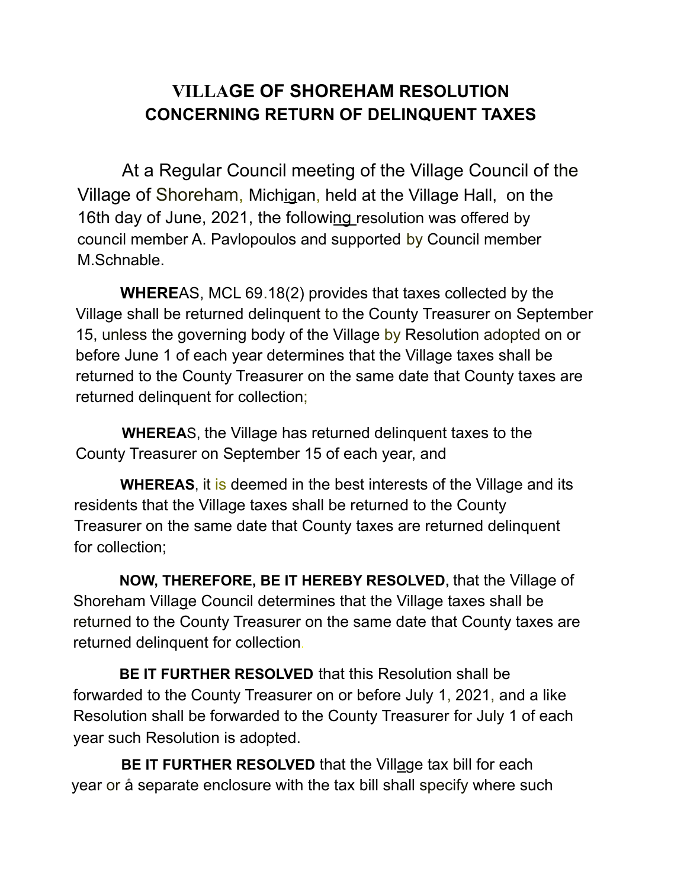# VILLAGE OF SHOREHAM RESOLUTION CONCERNING RETURN OF DELINQUENT TAXES

At a Regular Council meeting of the Village Council of the Village of Shoreham, Michigan, held at the Village Hall, on the 16th day of June, 2021, the following resolution was offered by council member A. Pavlopoulos and supported by Council member M.Schnable.

**WHERE**AS, MCL 69.18(2) provides that taxes collected by the Village shall be returned delinquent to the County Treasurer on September 15, unless the governing body of the Village by Resolution adopted on or before June 1 of each year determines that the Village taxes shall be returned to the County Treasurer on the same date that County taxes are returned delinquent for collection;

**WHEREA**S, the Village has returned delinquent taxes to the County Treasurer on September 15 of each year, and

**WHEREAS**, it is deemed in the best interests of the Village and its residents that the Village taxes shall be returned to the County Treasurer on the same date that County taxes are returned delinquent for collection;

**NOW, THEREFORE, BE IT HEREBY RESOLVED,** that the Village of Shoreham Village Council determines that the Village taxes shall be returned to the County Treasurer on the same date that County taxes are returned delinquent for collection.

**BE IT FURTHER RESOLVED** that this Resolution shall be forwarded to the County Treasurer on or before July 1, 2021, and a like Resolution shall be forwarded to the County Treasurer for July 1 of each year such Resolution is adopted.

**BE IT FURTHER RESOLVED** that the Village tax bill for each year or å separate enclosure with the tax bill shall specify where such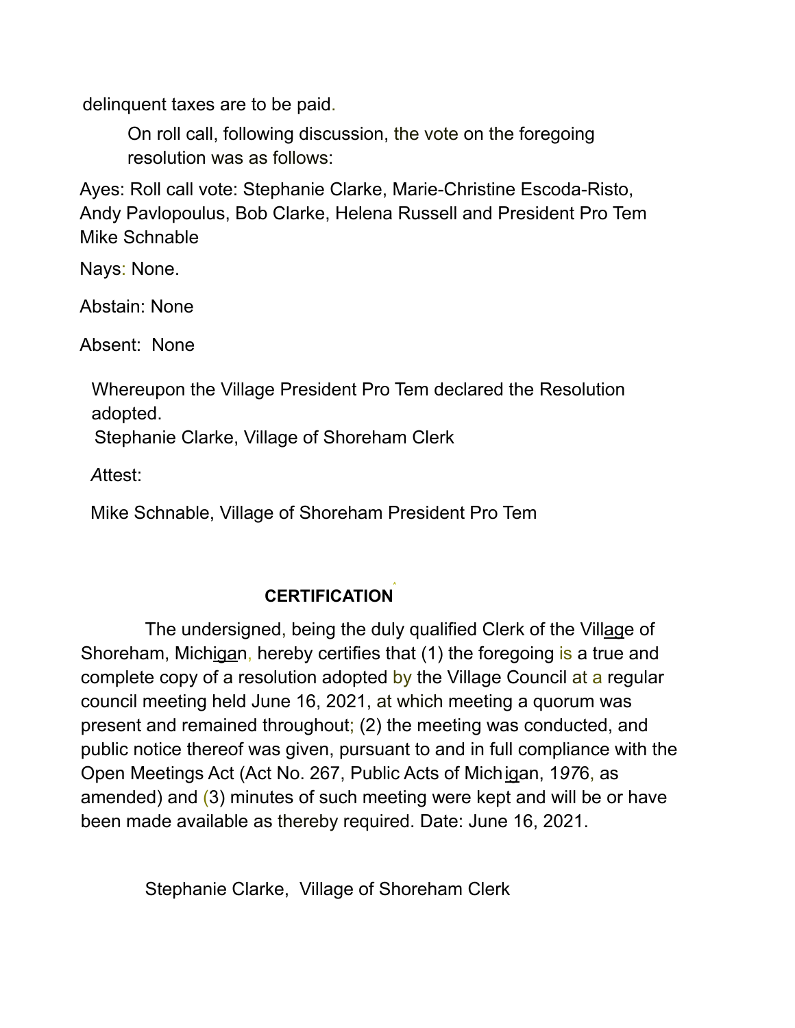delinquent taxes are to be paid.

On roll call, following discussion, the vote on the foregoing resolution was as follows:

Ayes: Roll call vote: Stephanie Clarke, Marie-Christine Escoda-Risto, Andy Pavlopoulus, Bob Clarke, Helena Russell and President Pro Tem Mike Schnable

Nays: None.

Abstain: None

Absent: None

Whereupon the Village President Pro Tem declared the Resolution adopted.

Stephanie Clarke, Village of Shoreham Clerk

Attest:

Mike Schnable, Village of Shoreham President Pro Tem

**CERTIFICATION**

The undersigned, being the duly qualified Clerk of the Village of Shoreham, Michigan, hereby certifies that (1) the foregoing is a true and complete copy of a resolution adopted by the Village Council at a regular council meeting held June 16, 2021, at which meeting a quorum was present and remained throughout; (2) the meeting was conducted, and public notice thereof was given, pursuant to and in full compliance with the Open Meetings Act (Act No. 267, Public Acts of Michigan, 1976, as amended) and (3) minutes of such meeting were kept and will be or have been made available as thereby required. Date: June 16, 2021.

Stephanie Clarke, Village of Shoreham Clerk